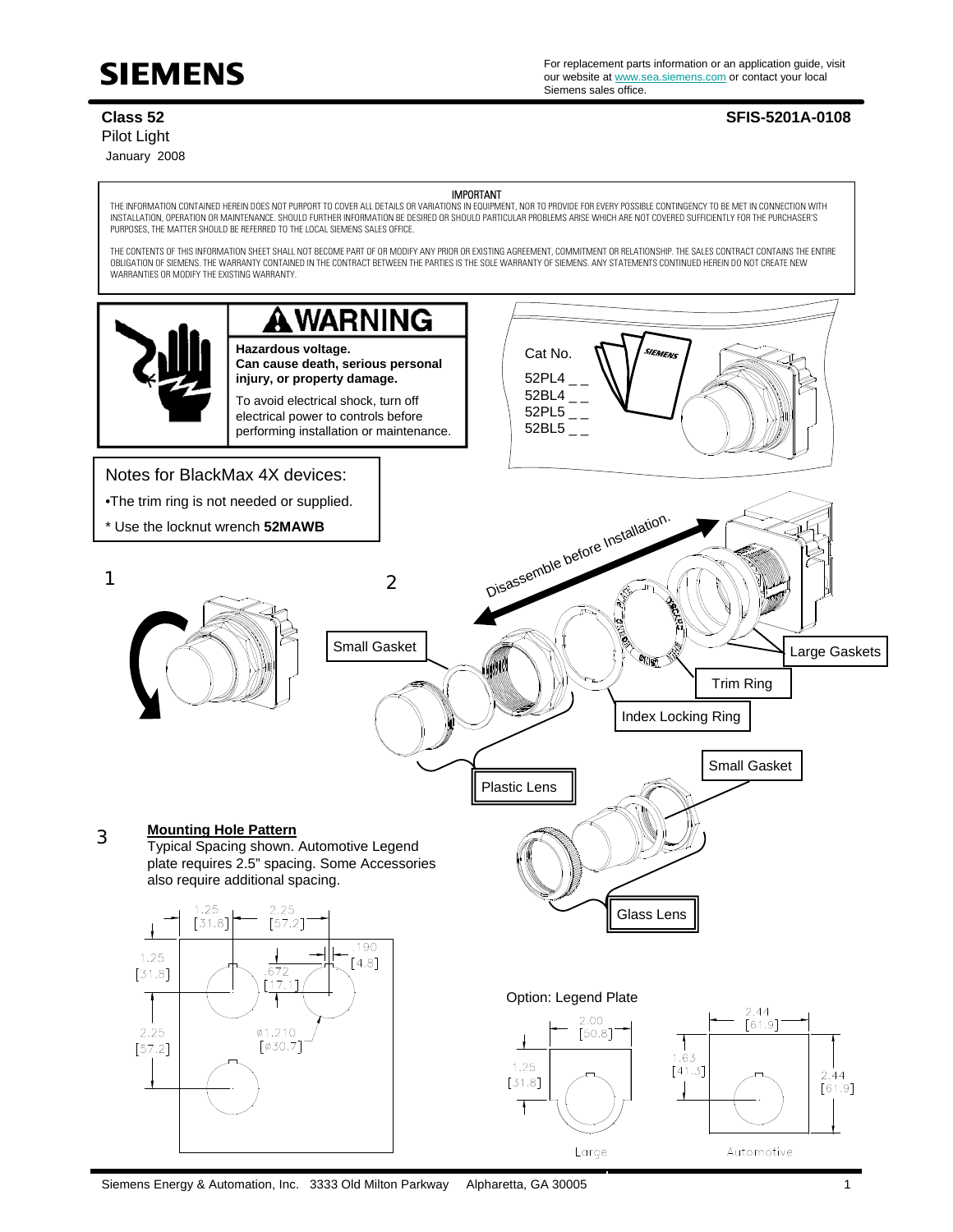**SIEMENS**

For replacement parts information or an application guide, visit our website at www.sea.siemens.com or contact your local Siemens sales office.

**Class 52**
Pilot Light
January 2008

**SFIS-5201A-0108**

IMPORTANT

THE INFORMATION CONTAINED HEREIN DOES NOT PURPORT TO COVER ALL DETAILS OR VARIATIONS IN EQUIPMENT, NOR TO PROVIDE FOR EVERY POSSIBLE CONTINGENCY TO BE MET IN CONNECTION WITH INSTALLATION, OPERATION OR MAINTENANCE. SHOULD FURTHER INFORMATION BE DESIRED OR SHOULD PARTICULAR PROBLEMS ARISE WHICH ARE NOT COVERED SUFFICIENTLY FOR THE PURCHASER'S PURPOSES, THE MATTER SHOULD BE REFERRED TO THE LOCAL SIEMENS SALES OFFICE.

THE CONTENTS OF THIS INFORMATION SHEET SHALL NOT BECOME PART OF OR MODIFY ANY PRIOR OR EXISTING AGREEMENT, COMMITMENT OR RELATIONSHIP. THE SALES CONTRACT CONTAINS THE ENTIRE OBLIGATION OF SIEMENS. THE WARRANTY CONTAINED IN THE CONTRACT BETWEEN THE PARTIES IS THE SOLE WARRANTY OF SIEMENS. ANY STATEMENTS CONTINUED HEREIN DO NOT CREATE NEW WARRANTIES OR MODIFY THE EXISTING WARRANTY.

## ⚠ WARNING

**Hazardous voltage.
Can cause death, serious personal injury, or property damage.**

To avoid electrical shock, turn off electrical power to controls before performing installation or maintenance.

Cat No.

52PL4 _ _
52BL4 _ _
52PL5 _ _
52BL5 _ _

Notes for BlackMax 4X devices:

- The trim ring is not needed or supplied.

* Use the locknut wrench **52MAWB**

1

2

Disassemble before Installation.

Small Gasket

Large Gaskets

Trim Ring

Index Locking Ring

Plastic Lens

Small Gasket

Glass Lens

3

**Mounting Hole Pattern**

Typical Spacing shown. Automotive Legend plate requires 2.5" spacing. Some Accessories also require additional spacing.

1.25 [31.8] — 2.25 [57.2] — 1.25 [31.8] — 2.25 [57.2] — .190 [4.8] — .672 [17.1] — ⌀1.210 [⌀30.7]

Option: Legend Plate

Large: 2.00 [50.8] — 1.25 [31.8]

Automotive: 2.44 [61.9] — 1.63 [41.3] — 2.44 [61.9]

Siemens Energy & Automation, Inc. 3333 Old Milton Parkway Alpharetta, GA 30005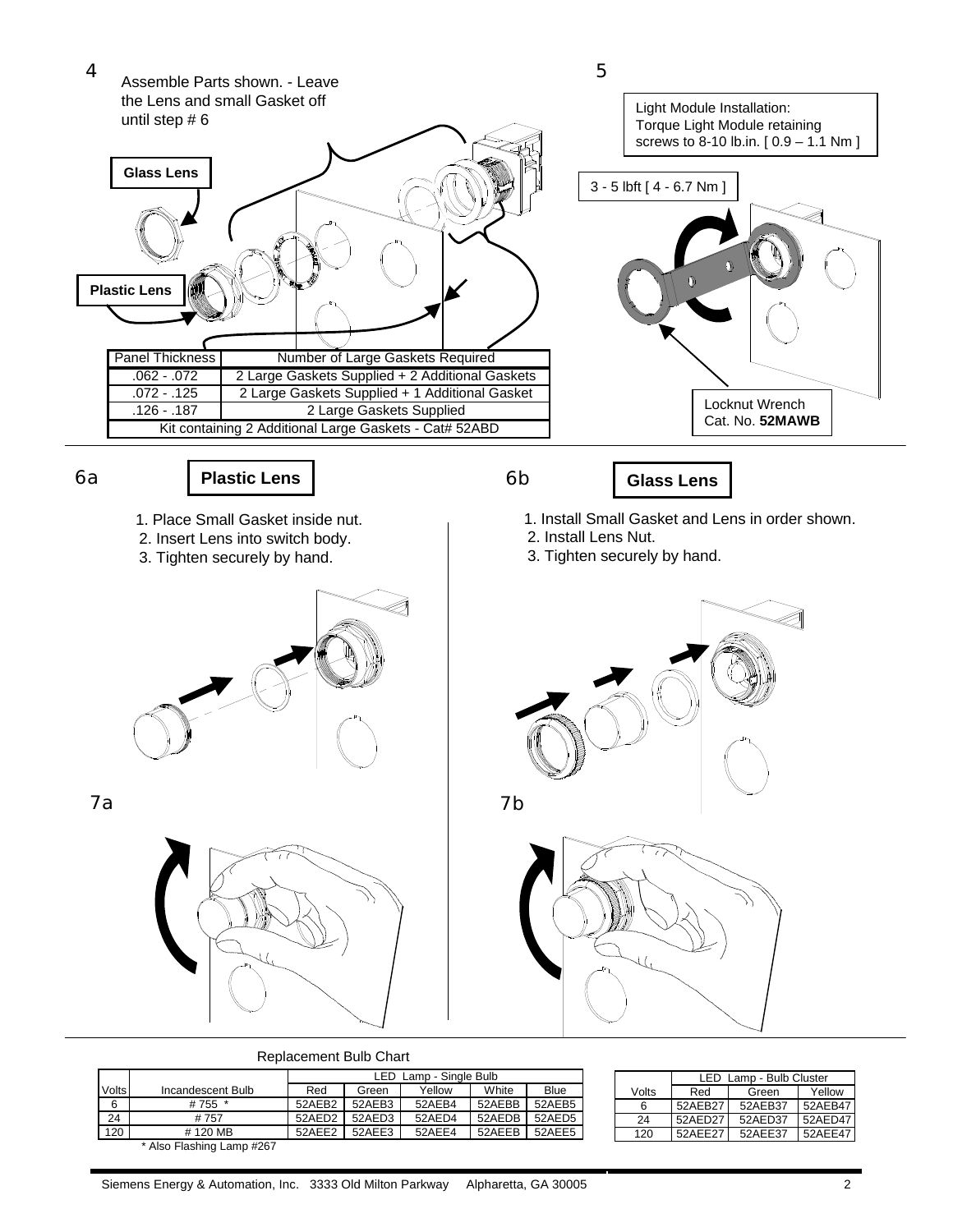4

Assemble Parts shown. - Leave the Lens and small Gasket off until step # 6

Glass Lens

Plastic Lens

| Panel Thickness | Number of Large Gaskets Required |
|---|---|
| .062 - .072 | 2 Large Gaskets Supplied + 2 Additional Gaskets |
| .072 - .125 | 2 Large Gaskets Supplied + 1 Additional Gasket |
| .126 - .187 | 2 Large Gaskets Supplied |
| Kit containing 2 Additional Large Gaskets - Cat# 52ABD | |

5

Light Module Installation:
Torque Light Module retaining screws to 8-10 lb.in. [ 0.9 – 1.1 Nm ]

3 - 5 lbft [ 4 - 6.7 Nm ]

Locknut Wrench
Cat. No. **52MAWB**

6a **Plastic Lens**

1. Place Small Gasket inside nut.
2. Insert Lens into switch body.
3. Tighten securely by hand.

6b **Glass Lens**

1. Install Small Gasket and Lens in order shown.
2. Install Lens Nut.
3. Tighten securely by hand.

7a

7b

Replacement Bulb Chart

| Volts | Incandescent Bulb | LED Lamp - Single Bulb | | | | |
|---|---|---|---|---|---|---|
| | | Red | Green | Yellow | White | Blue |
| 6 | # 755 * | 52AEB2 | 52AEB3 | 52AEB4 | 52AEBB | 52AEB5 |
| 24 | # 757 | 52AED2 | 52AED3 | 52AED4 | 52AEDB | 52AED5 |
| 120 | # 120 MB | 52AEE2 | 52AEE3 | 52AEE4 | 52AEEB | 52AEE5 |

* Also Flashing Lamp #267

| Volts | LED Lamp - Bulb Cluster | | |
|---|---|---|---|
| | Red | Green | Yellow |
| 6 | 52AEB27 | 52AEB37 | 52AEB47 |
| 24 | 52AED27 | 52AED37 | 52AED47 |
| 120 | 52AEE27 | 52AEE37 | 52AEE47 |

Siemens Energy & Automation, Inc. 3333 Old Milton Parkway Alpharetta, GA 30005